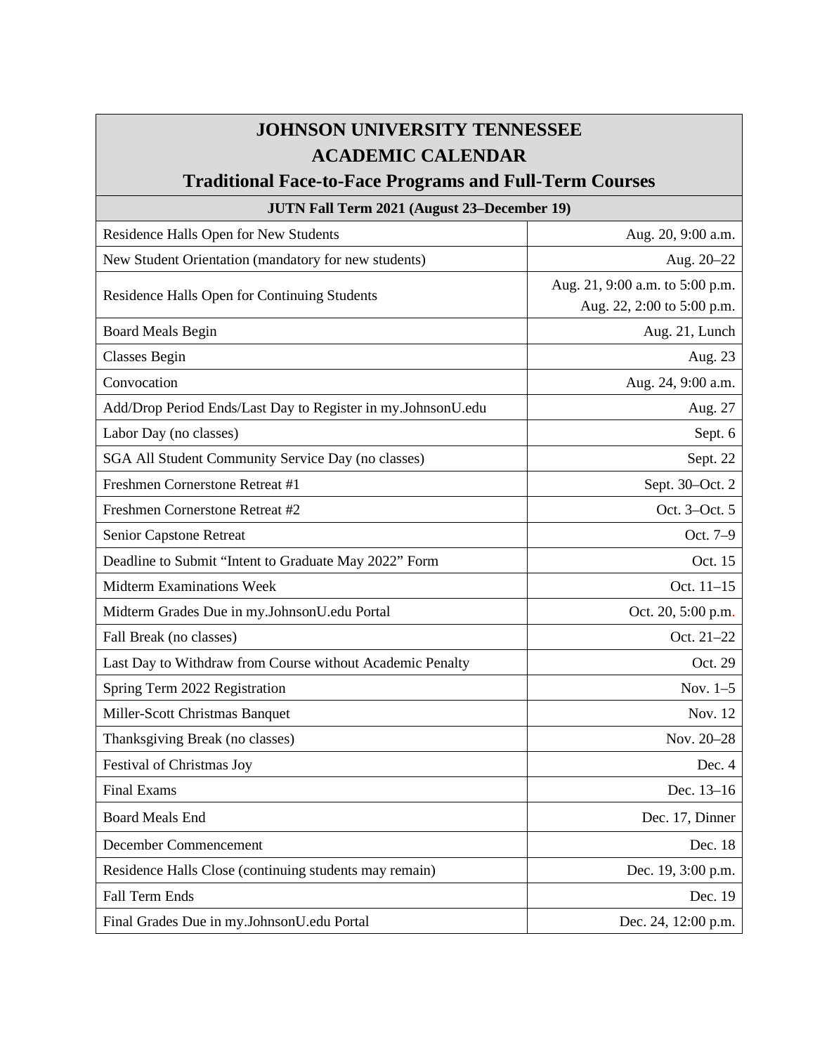# JOHNSON UNIVERSITY TENNESSEE
# ACADEMIC CALENDAR
## Traditional Face-to-Face Programs and Full-Term Courses

| JUTN Fall Term 2021 (August 23–December 19) | |
|---|---|
| Residence Halls Open for New Students | Aug. 20, 9:00 a.m. |
| New Student Orientation (mandatory for new students) | Aug. 20–22 |
| Residence Halls Open for Continuing Students | Aug. 21, 9:00 a.m. to 5:00 p.m.<br>Aug. 22, 2:00 to 5:00 p.m. |
| Board Meals Begin | Aug. 21, Lunch |
| Classes Begin | Aug. 23 |
| Convocation | Aug. 24, 9:00 a.m. |
| Add/Drop Period Ends/Last Day to Register in my.JohnsonU.edu | Aug. 27 |
| Labor Day (no classes) | Sept. 6 |
| SGA All Student Community Service Day (no classes) | Sept. 22 |
| Freshmen Cornerstone Retreat #1 | Sept. 30–Oct. 2 |
| Freshmen Cornerstone Retreat #2 | Oct. 3–Oct. 5 |
| Senior Capstone Retreat | Oct. 7–9 |
| Deadline to Submit "Intent to Graduate May 2022" Form | Oct. 15 |
| Midterm Examinations Week | Oct. 11–15 |
| Midterm Grades Due in my.JohnsonU.edu Portal | Oct. 20, 5:00 p.m. |
| Fall Break (no classes) | Oct. 21–22 |
| Last Day to Withdraw from Course without Academic Penalty | Oct. 29 |
| Spring Term 2022 Registration | Nov. 1–5 |
| Miller-Scott Christmas Banquet | Nov. 12 |
| Thanksgiving Break (no classes) | Nov. 20–28 |
| Festival of Christmas Joy | Dec. 4 |
| Final Exams | Dec. 13–16 |
| Board Meals End | Dec. 17, Dinner |
| December Commencement | Dec. 18 |
| Residence Halls Close (continuing students may remain) | Dec. 19, 3:00 p.m. |
| Fall Term Ends | Dec. 19 |
| Final Grades Due in my.JohnsonU.edu Portal | Dec. 24, 12:00 p.m. |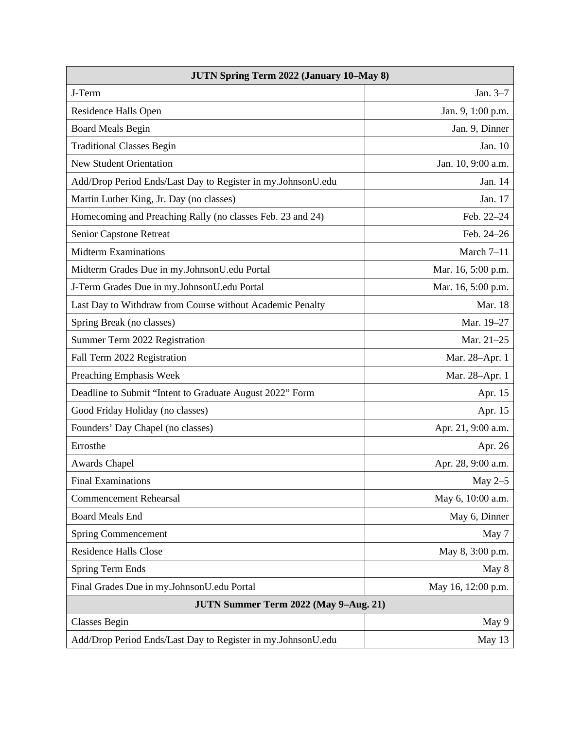| JUTN Spring Term 2022 (January 10–May 8) | |
|---|---|
| J-Term | Jan. 3–7 |
| Residence Halls Open | Jan. 9, 1:00 p.m. |
| Board Meals Begin | Jan. 9, Dinner |
| Traditional Classes Begin | Jan. 10 |
| New Student Orientation | Jan. 10, 9:00 a.m. |
| Add/Drop Period Ends/Last Day to Register in my.JohnsonU.edu | Jan. 14 |
| Martin Luther King, Jr. Day (no classes) | Jan. 17 |
| Homecoming and Preaching Rally (no classes Feb. 23 and 24) | Feb. 22–24 |
| Senior Capstone Retreat | Feb. 24–26 |
| Midterm Examinations | March 7–11 |
| Midterm Grades Due in my.JohnsonU.edu Portal | Mar. 16, 5:00 p.m. |
| J-Term Grades Due in my.JohnsonU.edu Portal | Mar. 16, 5:00 p.m. |
| Last Day to Withdraw from Course without Academic Penalty | Mar. 18 |
| Spring Break (no classes) | Mar. 19–27 |
| Summer Term 2022 Registration | Mar. 21–25 |
| Fall Term 2022 Registration | Mar. 28–Apr. 1 |
| Preaching Emphasis Week | Mar. 28–Apr. 1 |
| Deadline to Submit "Intent to Graduate August 2022" Form | Apr. 15 |
| Good Friday Holiday (no classes) | Apr. 15 |
| Founders' Day Chapel (no classes) | Apr. 21, 9:00 a.m. |
| Errosthe | Apr. 26 |
| Awards Chapel | Apr. 28, 9:00 a.m. |
| Final Examinations | May 2–5 |
| Commencement Rehearsal | May 6, 10:00 a.m. |
| Board Meals End | May 6, Dinner |
| Spring Commencement | May 7 |
| Residence Halls Close | May 8, 3:00 p.m. |
| Spring Term Ends | May 8 |
| Final Grades Due in my.JohnsonU.edu Portal | May 16, 12:00 p.m. |
| **JUTN Summer Term 2022 (May 9–Aug. 21)** | |
| Classes Begin | May 9 |
| Add/Drop Period Ends/Last Day to Register in my.JohnsonU.edu | May 13 |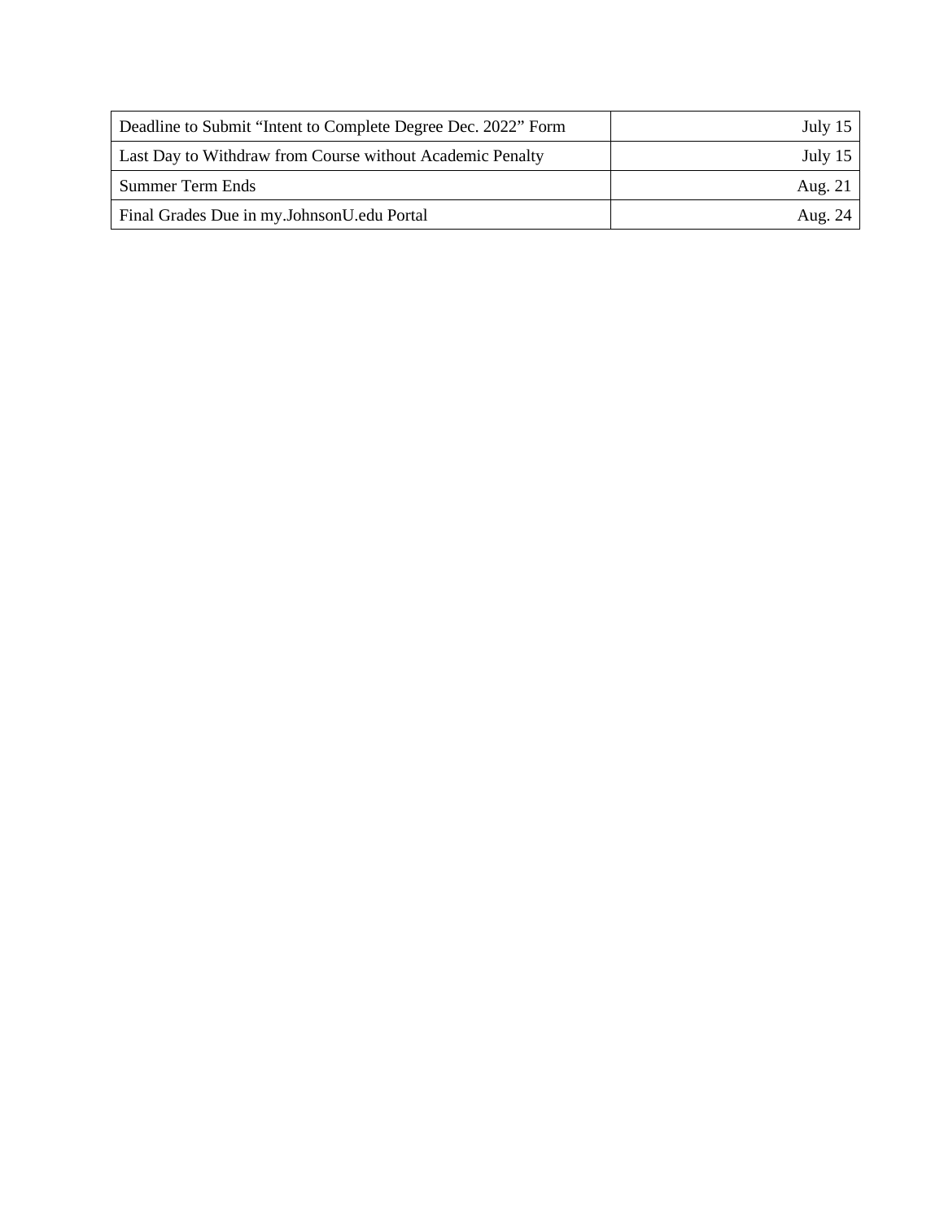| | |
|---|---|
| Deadline to Submit “Intent to Complete Degree Dec. 2022” Form | July 15 |
| Last Day to Withdraw from Course without Academic Penalty | July 15 |
| Summer Term Ends | Aug. 21 |
| Final Grades Due in my.JohnsonU.edu Portal | Aug. 24 |